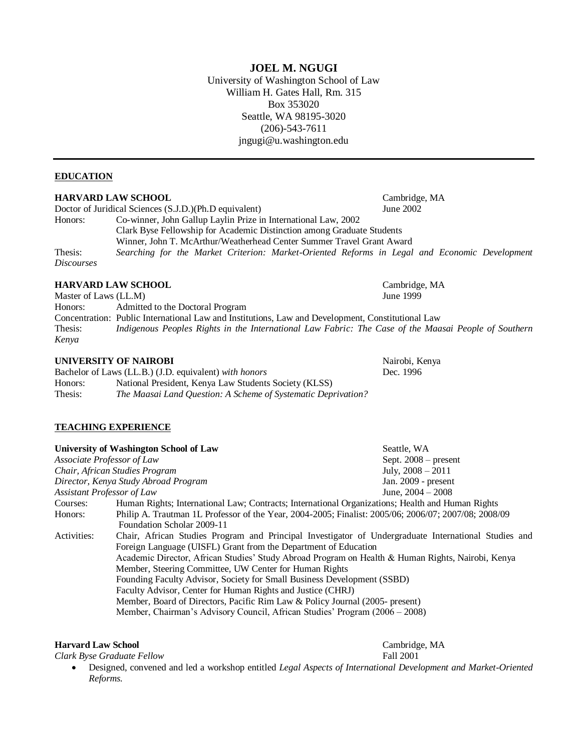# JOEL M. NGUGI

University of Washington School of Law
William H. Gates Hall, Rm. 315
Box 353020
Seattle, WA 98195-3020
(206)-543-7611
jngugi@u.washington.edu

---

## EDUCATION

**HARVARD LAW SCHOOL** — Cambridge, MA
Doctor of Juridical Sciences (S.J.D.)(Ph.D equivalent) — June 2002

Honors: Co-winner, John Gallup Laylin Prize in International Law, 2002
Clark Byse Fellowship for Academic Distinction among Graduate Students
Winner, John T. McArthur/Weatherhead Center Summer Travel Grant Award

Thesis: *Searching for the Market Criterion: Market-Oriented Reforms in Legal and Economic Development Discourses*

**HARVARD LAW SCHOOL** — Cambridge, MA
Master of Laws (LL.M) — June 1999

Honors: Admitted to the Doctoral Program

Concentration: Public International Law and Institutions, Law and Development, Constitutional Law

Thesis: *Indigenous Peoples Rights in the International Law Fabric: The Case of the Maasai People of Southern Kenya*

**UNIVERSITY OF NAIROBI** — Nairobi, Kenya
Bachelor of Laws (LL.B.) (J.D. equivalent) *with honors* — Dec. 1996

Honors: National President, Kenya Law Students Society (KLSS)

Thesis: *The Maasai Land Question: A Scheme of Systematic Deprivation?*

## TEACHING EXPERIENCE

**University of Washington School of Law** — Seattle, WA

*Associate Professor of Law* — Sept. 2008 – present
*Chair, African Studies Program* — July, 2008 – 2011
*Director, Kenya Study Abroad Program* — Jan. 2009 - present
*Assistant Professor of Law* — June, 2004 – 2008

Courses: Human Rights; International Law; Contracts; International Organizations; Health and Human Rights

Honors: Philip A. Trautman 1L Professor of the Year, 2004-2005; Finalist: 2005/06; 2006/07; 2007/08; 2008/09
Foundation Scholar 2009-11

Activities: Chair, African Studies Program and Principal Investigator of Undergraduate International Studies and Foreign Language (UISFL) Grant from the Department of Education
Academic Director, African Studies' Study Abroad Program on Health & Human Rights, Nairobi, Kenya
Member, Steering Committee, UW Center for Human Rights
Founding Faculty Advisor, Society for Small Business Development (SSBD)
Faculty Advisor, Center for Human Rights and Justice (CHRJ)
Member, Board of Directors, Pacific Rim Law & Policy Journal (2005- present)
Member, Chairman's Advisory Council, African Studies' Program (2006 – 2008)

**Harvard Law School** — Cambridge, MA
*Clark Byse Graduate Fellow* — Fall 2001

- Designed, convened and led a workshop entitled *Legal Aspects of International Development and Market-Oriented Reforms.*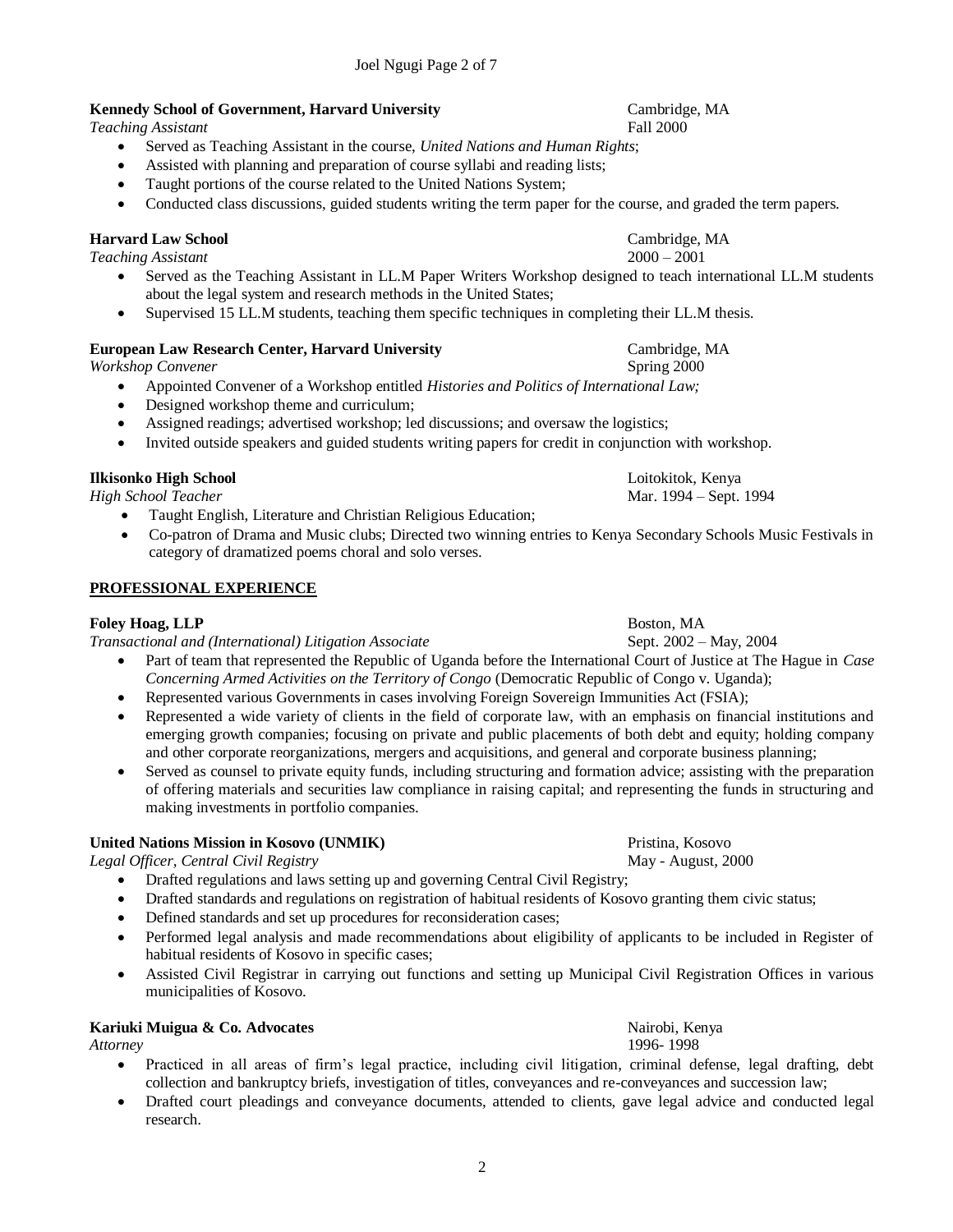**Kennedy School of Government, Harvard University** Cambridge, MA
*Teaching Assistant* Fall 2000

- Served as Teaching Assistant in the course, *United Nations and Human Rights*;
- Assisted with planning and preparation of course syllabi and reading lists;
- Taught portions of the course related to the United Nations System;
- Conducted class discussions, guided students writing the term paper for the course, and graded the term papers.

**Harvard Law School** Cambridge, MA
*Teaching Assistant* 2000 – 2001

- Served as the Teaching Assistant in LL.M Paper Writers Workshop designed to teach international LL.M students about the legal system and research methods in the United States;
- Supervised 15 LL.M students, teaching them specific techniques in completing their LL.M thesis.

**European Law Research Center, Harvard University** Cambridge, MA
*Workshop Convener* Spring 2000

- Appointed Convener of a Workshop entitled *Histories and Politics of International Law;*
- Designed workshop theme and curriculum;
- Assigned readings; advertised workshop; led discussions; and oversaw the logistics;
- Invited outside speakers and guided students writing papers for credit in conjunction with workshop.

**Ilkisonko High School** Loitokitok, Kenya
*High School Teacher* Mar. 1994 – Sept. 1994

- Taught English, Literature and Christian Religious Education;
- Co-patron of Drama and Music clubs; Directed two winning entries to Kenya Secondary Schools Music Festivals in category of dramatized poems choral and solo verses.

## PROFESSIONAL EXPERIENCE

**Foley Hoag, LLP** Boston, MA
*Transactional and (International) Litigation Associate* Sept. 2002 – May, 2004

- Part of team that represented the Republic of Uganda before the International Court of Justice at The Hague in *Case Concerning Armed Activities on the Territory of Congo* (Democratic Republic of Congo v. Uganda);
- Represented various Governments in cases involving Foreign Sovereign Immunities Act (FSIA);
- Represented a wide variety of clients in the field of corporate law, with an emphasis on financial institutions and emerging growth companies; focusing on private and public placements of both debt and equity; holding company and other corporate reorganizations, mergers and acquisitions, and general and corporate business planning;
- Served as counsel to private equity funds, including structuring and formation advice; assisting with the preparation of offering materials and securities law compliance in raising capital; and representing the funds in structuring and making investments in portfolio companies.

**United Nations Mission in Kosovo (UNMIK)** Pristina, Kosovo
*Legal Officer, Central Civil Registry* May - August, 2000

- Drafted regulations and laws setting up and governing Central Civil Registry;
- Drafted standards and regulations on registration of habitual residents of Kosovo granting them civic status;
- Defined standards and set up procedures for reconsideration cases;
- Performed legal analysis and made recommendations about eligibility of applicants to be included in Register of habitual residents of Kosovo in specific cases;
- Assisted Civil Registrar in carrying out functions and setting up Municipal Civil Registration Offices in various municipalities of Kosovo.

**Kariuki Muigua & Co. Advocates** Nairobi, Kenya
*Attorney* 1996- 1998

- Practiced in all areas of firm's legal practice, including civil litigation, criminal defense, legal drafting, debt collection and bankruptcy briefs, investigation of titles, conveyances and re-conveyances and succession law;
- Drafted court pleadings and conveyance documents, attended to clients, gave legal advice and conducted legal research.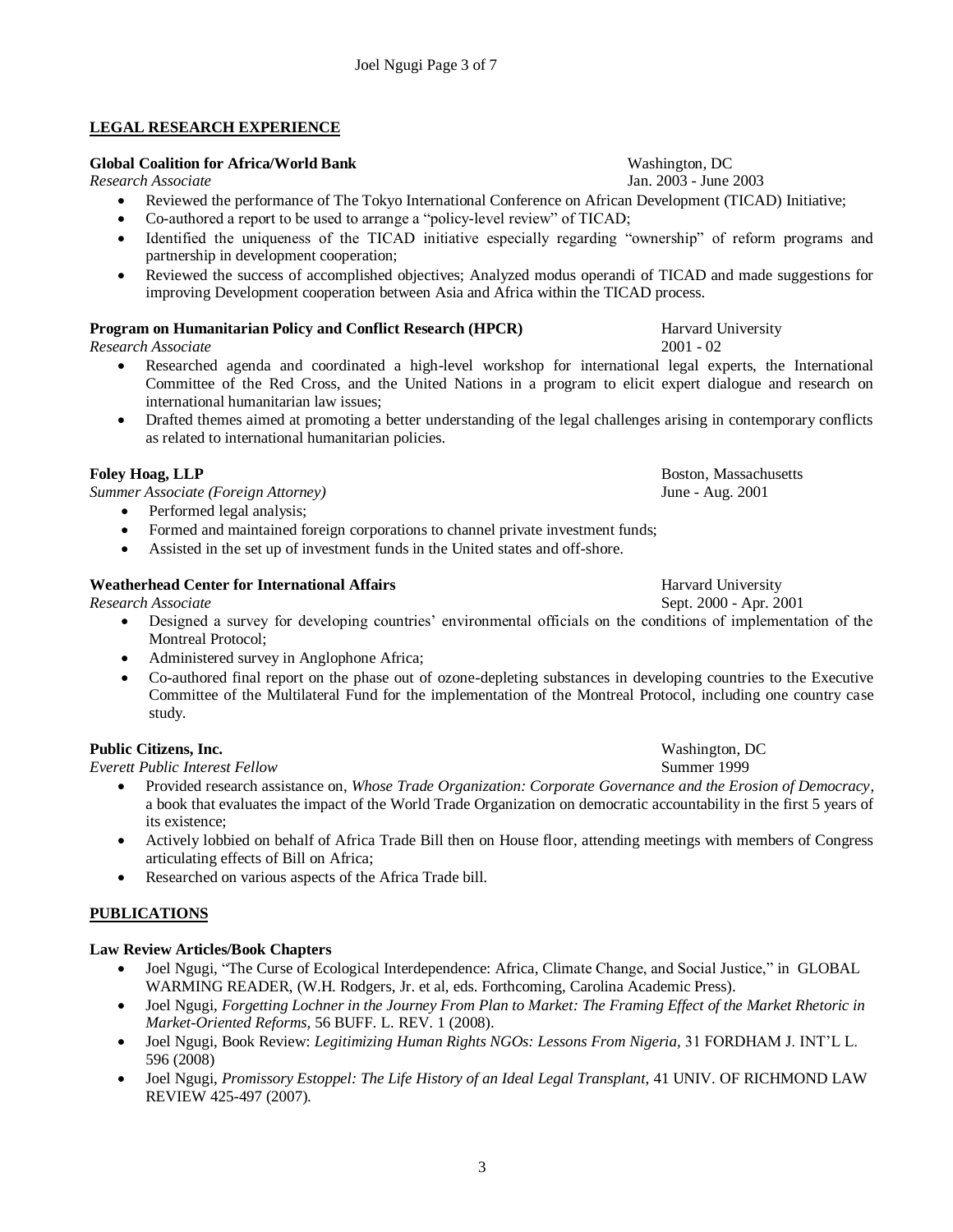## LEGAL RESEARCH EXPERIENCE

**Global Coalition for Africa/World Bank** — Washington, DC
*Research Associate* — Jan. 2003 - June 2003

- Reviewed the performance of The Tokyo International Conference on African Development (TICAD) Initiative;
- Co-authored a report to be used to arrange a "policy-level review" of TICAD;
- Identified the uniqueness of the TICAD initiative especially regarding "ownership" of reform programs and partnership in development cooperation;
- Reviewed the success of accomplished objectives; Analyzed modus operandi of TICAD and made suggestions for improving Development cooperation between Asia and Africa within the TICAD process.

**Program on Humanitarian Policy and Conflict Research (HPCR)** — Harvard University
*Research Associate* — 2001 - 02

- Researched agenda and coordinated a high-level workshop for international legal experts, the International Committee of the Red Cross, and the United Nations in a program to elicit expert dialogue and research on international humanitarian law issues;
- Drafted themes aimed at promoting a better understanding of the legal challenges arising in contemporary conflicts as related to international humanitarian policies.

**Foley Hoag, LLP** — Boston, Massachusetts
*Summer Associate (Foreign Attorney)* — June - Aug. 2001

- Performed legal analysis;
- Formed and maintained foreign corporations to channel private investment funds;
- Assisted in the set up of investment funds in the United states and off-shore.

**Weatherhead Center for International Affairs** — Harvard University
*Research Associate* — Sept. 2000 - Apr. 2001

- Designed a survey for developing countries' environmental officials on the conditions of implementation of the Montreal Protocol;
- Administered survey in Anglophone Africa;
- Co-authored final report on the phase out of ozone-depleting substances in developing countries to the Executive Committee of the Multilateral Fund for the implementation of the Montreal Protocol, including one country case study.

**Public Citizens, Inc.** — Washington, DC
*Everett Public Interest Fellow* — Summer 1999

- Provided research assistance on, *Whose Trade Organization: Corporate Governance and the Erosion of Democracy*, a book that evaluates the impact of the World Trade Organization on democratic accountability in the first 5 years of its existence;
- Actively lobbied on behalf of Africa Trade Bill then on House floor, attending meetings with members of Congress articulating effects of Bill on Africa;
- Researched on various aspects of the Africa Trade bill.

## PUBLICATIONS

**Law Review Articles/Book Chapters**

- Joel Ngugi, "The Curse of Ecological Interdependence: Africa, Climate Change, and Social Justice," in GLOBAL WARMING READER, (W.H. Rodgers, Jr. et al, eds. Forthcoming, Carolina Academic Press).
- Joel Ngugi, *Forgetting Lochner in the Journey From Plan to Market: The Framing Effect of the Market Rhetoric in Market-Oriented Reforms*, 56 BUFF. L. REV. 1 (2008).
- Joel Ngugi, Book Review: *Legitimizing Human Rights NGOs: Lessons From Nigeria*, 31 FORDHAM J. INT'L L. 596 (2008)
- Joel Ngugi, *Promissory Estoppel: The Life History of an Ideal Legal Transplant*, 41 UNIV. OF RICHMOND LAW REVIEW 425-497 (2007).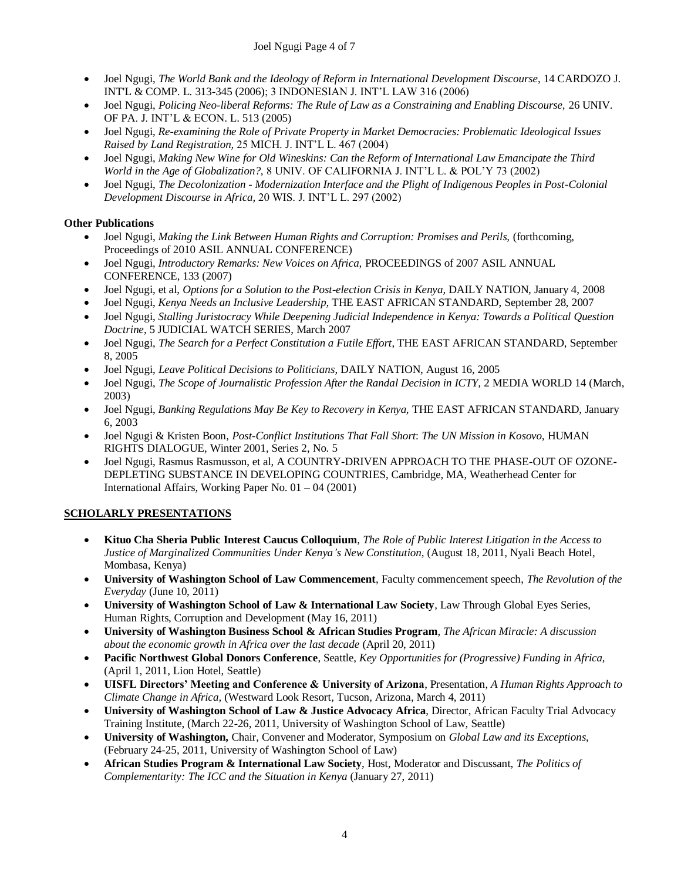- Joel Ngugi, *The World Bank and the Ideology of Reform in International Development Discourse*, 14 CARDOZO J. INT'L & COMP. L. 313-345 (2006); 3 INDONESIAN J. INT'L LAW 316 (2006)
- Joel Ngugi, *Policing Neo-liberal Reforms: The Rule of Law as a Constraining and Enabling Discourse,* 26 UNIV. OF PA. J. INT'L & ECON. L. 513 (2005)
- Joel Ngugi, *Re-examining the Role of Private Property in Market Democracies: Problematic Ideological Issues Raised by Land Registration,* 25 MICH. J. INT'L L. 467 (2004)
- Joel Ngugi, *Making New Wine for Old Wineskins: Can the Reform of International Law Emancipate the Third World in the Age of Globalization?,* 8 UNIV. OF CALIFORNIA J. INT'L L. & POL'Y 73 (2002)
- Joel Ngugi, *The Decolonization - Modernization Interface and the Plight of Indigenous Peoples in Post-Colonial Development Discourse in Africa,* 20 WIS. J. INT'L L. 297 (2002)

**Other Publications**

- Joel Ngugi, *Making the Link Between Human Rights and Corruption: Promises and Perils,* (forthcoming, Proceedings of 2010 ASIL ANNUAL CONFERENCE)
- Joel Ngugi, *Introductory Remarks: New Voices on Africa,* PROCEEDINGS of 2007 ASIL ANNUAL CONFERENCE, 133 (2007)
- Joel Ngugi, et al, *Options for a Solution to the Post-election Crisis in Kenya,* DAILY NATION, January 4, 2008
- Joel Ngugi, *Kenya Needs an Inclusive Leadership,* THE EAST AFRICAN STANDARD, September 28, 2007
- Joel Ngugi, *Stalling Juristocracy While Deepening Judicial Independence in Kenya: Towards a Political Question Doctrine*, 5 JUDICIAL WATCH SERIES, March 2007
- Joel Ngugi, *The Search for a Perfect Constitution a Futile Effort*, THE EAST AFRICAN STANDARD, September 8, 2005
- Joel Ngugi, *Leave Political Decisions to Politicians,* DAILY NATION, August 16, 2005
- Joel Ngugi, *The Scope of Journalistic Profession After the Randal Decision in ICTY,* 2 MEDIA WORLD 14 (March, 2003)
- Joel Ngugi, *Banking Regulations May Be Key to Recovery in Kenya,* THE EAST AFRICAN STANDARD, January 6, 2003
- Joel Ngugi & Kristen Boon, *Post-Conflict Institutions That Fall Short*: *The UN Mission in Kosovo*, HUMAN RIGHTS DIALOGUE, Winter 2001, Series 2, No. 5
- Joel Ngugi, Rasmus Rasmusson, et al, A COUNTRY-DRIVEN APPROACH TO THE PHASE-OUT OF OZONE-DEPLETING SUBSTANCE IN DEVELOPING COUNTRIES, Cambridge, MA, Weatherhead Center for International Affairs, Working Paper No. 01 – 04 (2001)

## SCHOLARLY PRESENTATIONS

- **Kituo Cha Sheria Public Interest Caucus Colloquium**, *The Role of Public Interest Litigation in the Access to Justice of Marginalized Communities Under Kenya's New Constitution*, (August 18, 2011, Nyali Beach Hotel, Mombasa, Kenya)
- **University of Washington School of Law Commencement**, Faculty commencement speech, *The Revolution of the Everyday* (June 10, 2011)
- **University of Washington School of Law & International Law Society**, Law Through Global Eyes Series, Human Rights, Corruption and Development (May 16, 2011)
- **University of Washington Business School & African Studies Program**, *The African Miracle: A discussion about the economic growth in Africa over the last decade* (April 20, 2011)
- **Pacific Northwest Global Donors Conference**, Seattle, *Key Opportunities for (Progressive) Funding in Africa,* (April 1, 2011, Lion Hotel, Seattle)
- **UISFL Directors' Meeting and Conference & University of Arizona**, Presentation, *A Human Rights Approach to Climate Change in Africa,* (Westward Look Resort, Tucson, Arizona, March 4, 2011)
- **University of Washington School of Law & Justice Advocacy Africa**, Director, African Faculty Trial Advocacy Training Institute, (March 22-26, 2011, University of Washington School of Law, Seattle)
- **University of Washington,** Chair, Convener and Moderator, Symposium on *Global Law and its Exceptions*, (February 24-25, 2011, University of Washington School of Law)
- **African Studies Program & International Law Society**, Host, Moderator and Discussant, *The Politics of Complementarity: The ICC and the Situation in Kenya* (January 27, 2011)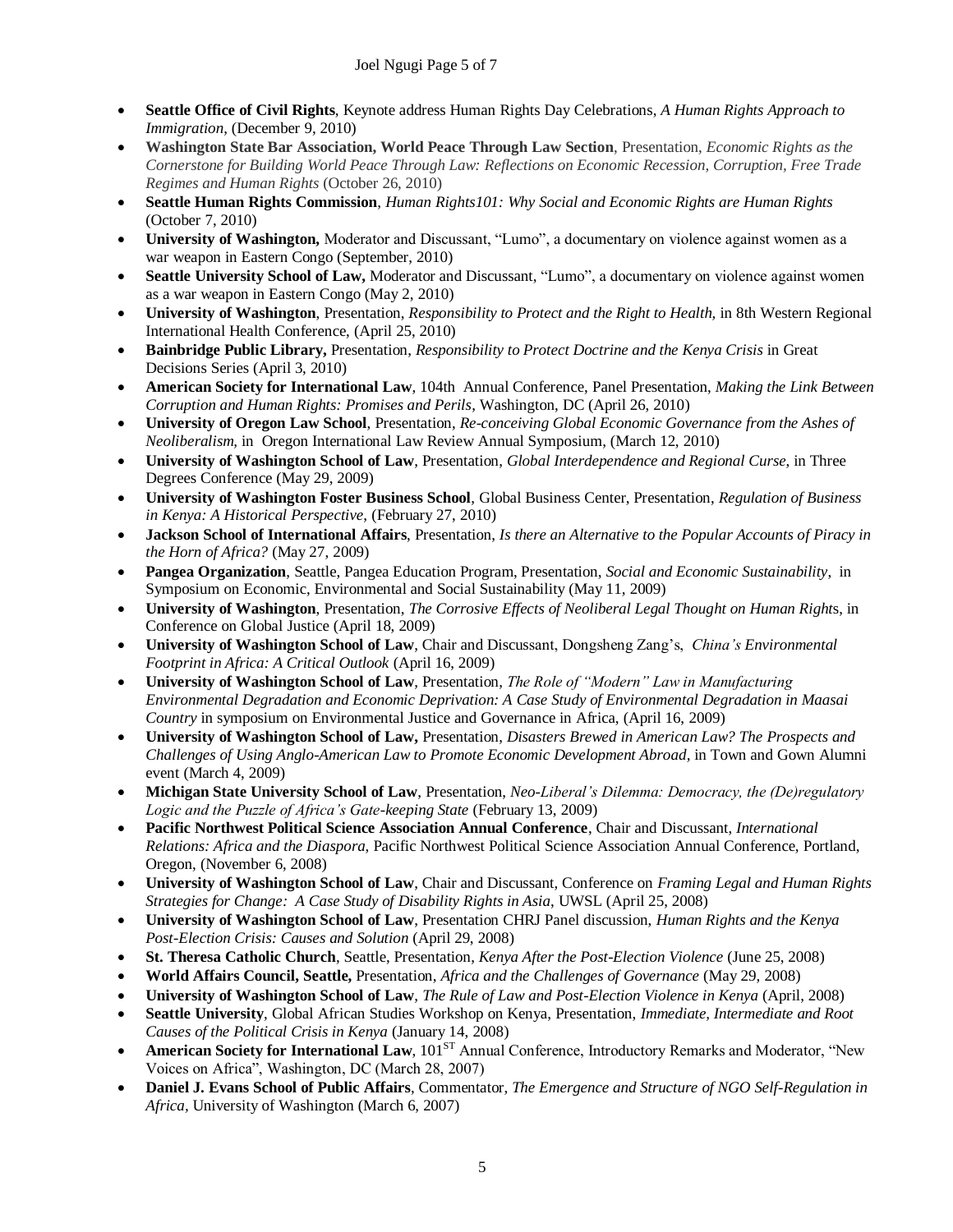- **Seattle Office of Civil Rights**, Keynote address Human Rights Day Celebrations, *A Human Rights Approach to Immigration*, (December 9, 2010)
- **Washington State Bar Association, World Peace Through Law Section**, Presentation, *Economic Rights as the Cornerstone for Building World Peace Through Law: Reflections on Economic Recession, Corruption, Free Trade Regimes and Human Rights* (October 26, 2010)
- **Seattle Human Rights Commission**, *Human Rights101: Why Social and Economic Rights are Human Rights* (October 7, 2010)
- **University of Washington,** Moderator and Discussant, "Lumo", a documentary on violence against women as a war weapon in Eastern Congo (September, 2010)
- **Seattle University School of Law,** Moderator and Discussant, "Lumo", a documentary on violence against women as a war weapon in Eastern Congo (May 2, 2010)
- **University of Washington**, Presentation, *Responsibility to Protect and the Right to Health,* in 8th Western Regional International Health Conference, (April 25, 2010)
- **Bainbridge Public Library,** Presentation, *Responsibility to Protect Doctrine and the Kenya Crisis* in Great Decisions Series (April 3, 2010)
- **American Society for International Law**, 104th Annual Conference, Panel Presentation, *Making the Link Between Corruption and Human Rights: Promises and Perils*, Washington, DC (April 26, 2010)
- **University of Oregon Law School**, Presentation, *Re-conceiving Global Economic Governance from the Ashes of Neoliberalism,* in Oregon International Law Review Annual Symposium, (March 12, 2010)
- **University of Washington School of Law**, Presentation, *Global Interdependence and Regional Curse*, in Three Degrees Conference (May 29, 2009)
- **University of Washington Foster Business School**, Global Business Center, Presentation, *Regulation of Business in Kenya: A Historical Perspective*, (February 27, 2010)
- **Jackson School of International Affairs**, Presentation, *Is there an Alternative to the Popular Accounts of Piracy in the Horn of Africa?* (May 27, 2009)
- **Pangea Organization**, Seattle, Pangea Education Program, Presentation, *Social and Economic Sustainability*, in Symposium on Economic, Environmental and Social Sustainability (May 11, 2009)
- **University of Washington**, Presentation, *The Corrosive Effects of Neoliberal Legal Thought on Human Rights*, in Conference on Global Justice (April 18, 2009)
- **University of Washington School of Law**, Chair and Discussant, Dongsheng Zang's, *China's Environmental Footprint in Africa: A Critical Outlook* (April 16, 2009)
- **University of Washington School of Law**, Presentation, *The Role of "Modern" Law in Manufacturing Environmental Degradation and Economic Deprivation: A Case Study of Environmental Degradation in Maasai Country* in symposium on Environmental Justice and Governance in Africa, (April 16, 2009)
- **University of Washington School of Law,** Presentation, *Disasters Brewed in American Law? The Prospects and Challenges of Using Anglo-American Law to Promote Economic Development Abroad*, in Town and Gown Alumni event (March 4, 2009)
- **Michigan State University School of Law**, Presentation, *Neo-Liberal's Dilemma: Democracy, the (De)regulatory Logic and the Puzzle of Africa's Gate-keeping State* (February 13, 2009)
- **Pacific Northwest Political Science Association Annual Conference**, Chair and Discussant, *International Relations: Africa and the Diaspora*, Pacific Northwest Political Science Association Annual Conference, Portland, Oregon, (November 6, 2008)
- **University of Washington School of Law**, Chair and Discussant, Conference on *Framing Legal and Human Rights Strategies for Change: A Case Study of Disability Rights in Asia*, UWSL (April 25, 2008)
- **University of Washington School of Law**, Presentation CHRJ Panel discussion, *Human Rights and the Kenya Post-Election Crisis: Causes and Solution* (April 29, 2008)
- **St. Theresa Catholic Church**, Seattle, Presentation, *Kenya After the Post-Election Violence* (June 25, 2008)
- **World Affairs Council, Seattle,** Presentation, *Africa and the Challenges of Governance* (May 29, 2008)
- **University of Washington School of Law**, *The Rule of Law and Post-Election Violence in Kenya* (April, 2008)
- **Seattle University**, Global African Studies Workshop on Kenya, Presentation, *Immediate, Intermediate and Root Causes of the Political Crisis in Kenya* (January 14, 2008)
- **American Society for International Law**, 101ST Annual Conference, Introductory Remarks and Moderator, "New Voices on Africa", Washington, DC (March 28, 2007)
- **Daniel J. Evans School of Public Affairs**, Commentator, *The Emergence and Structure of NGO Self-Regulation in Africa*, University of Washington (March 6, 2007)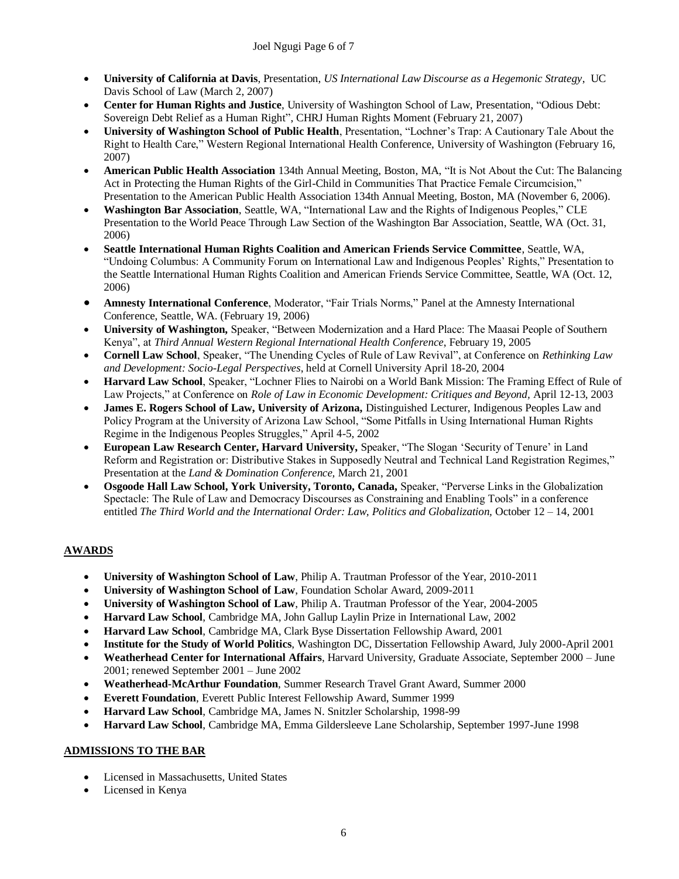- **University of California at Davis**, Presentation, *US International Law Discourse as a Hegemonic Strategy*, UC Davis School of Law (March 2, 2007)
- **Center for Human Rights and Justice**, University of Washington School of Law, Presentation, "Odious Debt: Sovereign Debt Relief as a Human Right", CHRJ Human Rights Moment (February 21, 2007)
- **University of Washington School of Public Health**, Presentation, "Lochner's Trap: A Cautionary Tale About the Right to Health Care," Western Regional International Health Conference, University of Washington (February 16, 2007)
- **American Public Health Association** 134th Annual Meeting, Boston, MA, "It is Not About the Cut: The Balancing Act in Protecting the Human Rights of the Girl-Child in Communities That Practice Female Circumcision," Presentation to the American Public Health Association 134th Annual Meeting, Boston, MA (November 6, 2006).
- **Washington Bar Association**, Seattle, WA, "International Law and the Rights of Indigenous Peoples," CLE Presentation to the World Peace Through Law Section of the Washington Bar Association, Seattle, WA (Oct. 31, 2006)
- **Seattle International Human Rights Coalition and American Friends Service Committee**, Seattle, WA, "Undoing Columbus: A Community Forum on International Law and Indigenous Peoples' Rights," Presentation to the Seattle International Human Rights Coalition and American Friends Service Committee, Seattle, WA (Oct. 12, 2006)
- **Amnesty International Conference**, Moderator, "Fair Trials Norms," Panel at the Amnesty International Conference, Seattle, WA. (February 19, 2006)
- **University of Washington,** Speaker, "Between Modernization and a Hard Place: The Maasai People of Southern Kenya", at *Third Annual Western Regional International Health Conference,* February 19, 2005
- **Cornell Law School**, Speaker, "The Unending Cycles of Rule of Law Revival", at Conference on *Rethinking Law and Development: Socio-Legal Perspectives*, held at Cornell University April 18-20, 2004
- **Harvard Law School**, Speaker, "Lochner Flies to Nairobi on a World Bank Mission: The Framing Effect of Rule of Law Projects," at Conference on *Role of Law in Economic Development: Critiques and Beyond,* April 12-13, 2003
- **James E. Rogers School of Law, University of Arizona,** Distinguished Lecturer, Indigenous Peoples Law and Policy Program at the University of Arizona Law School, "Some Pitfalls in Using International Human Rights Regime in the Indigenous Peoples Struggles," April 4-5, 2002
- **European Law Research Center, Harvard University,** Speaker, "The Slogan 'Security of Tenure' in Land Reform and Registration or: Distributive Stakes in Supposedly Neutral and Technical Land Registration Regimes," Presentation at the *Land & Domination Conference,* March 21, 2001
- **Osgoode Hall Law School, York University, Toronto, Canada,** Speaker, "Perverse Links in the Globalization Spectacle: The Rule of Law and Democracy Discourses as Constraining and Enabling Tools" in a conference entitled *The Third World and the International Order: Law, Politics and Globalization,* October 12 – 14, 2001

## AWARDS

- **University of Washington School of Law**, Philip A. Trautman Professor of the Year, 2010-2011
- **University of Washington School of Law**, Foundation Scholar Award, 2009-2011
- **University of Washington School of Law**, Philip A. Trautman Professor of the Year, 2004-2005
- **Harvard Law School**, Cambridge MA, John Gallup Laylin Prize in International Law, 2002
- **Harvard Law School**, Cambridge MA, Clark Byse Dissertation Fellowship Award, 2001
- **Institute for the Study of World Politics**, Washington DC, Dissertation Fellowship Award, July 2000-April 2001
- **Weatherhead Center for International Affairs**, Harvard University, Graduate Associate, September 2000 – June 2001; renewed September 2001 – June 2002
- **Weatherhead-McArthur Foundation**, Summer Research Travel Grant Award, Summer 2000
- **Everett Foundation**, Everett Public Interest Fellowship Award, Summer 1999
- **Harvard Law School**, Cambridge MA, James N. Snitzler Scholarship, 1998-99
- **Harvard Law School**, Cambridge MA, Emma Gildersleeve Lane Scholarship, September 1997-June 1998

## ADMISSIONS TO THE BAR

- Licensed in Massachusetts, United States
- Licensed in Kenya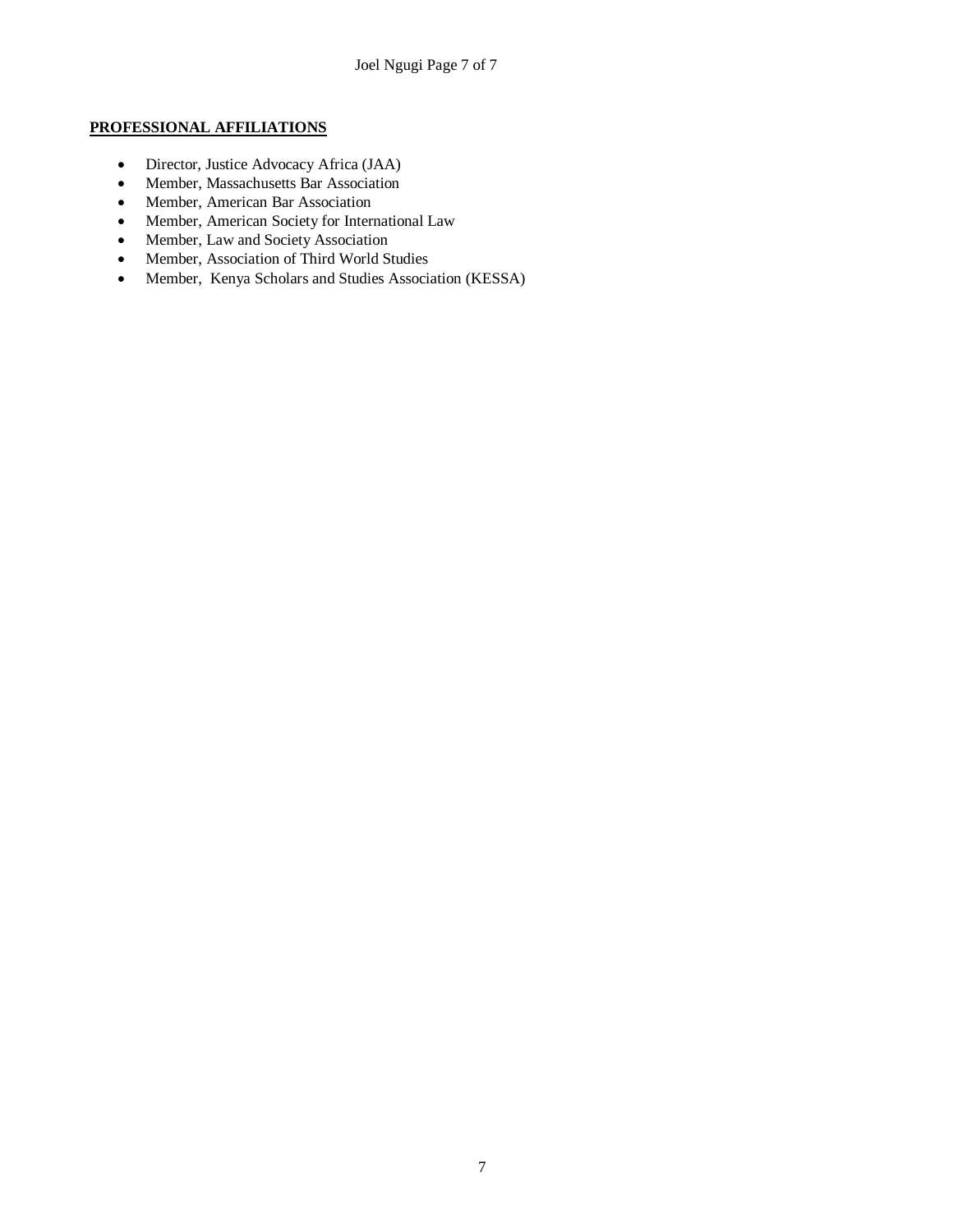## PROFESSIONAL AFFILIATIONS

- Director, Justice Advocacy Africa (JAA)
- Member, Massachusetts Bar Association
- Member, American Bar Association
- Member, American Society for International Law
- Member, Law and Society Association
- Member, Association of Third World Studies
- Member, Kenya Scholars and Studies Association (KESSA)